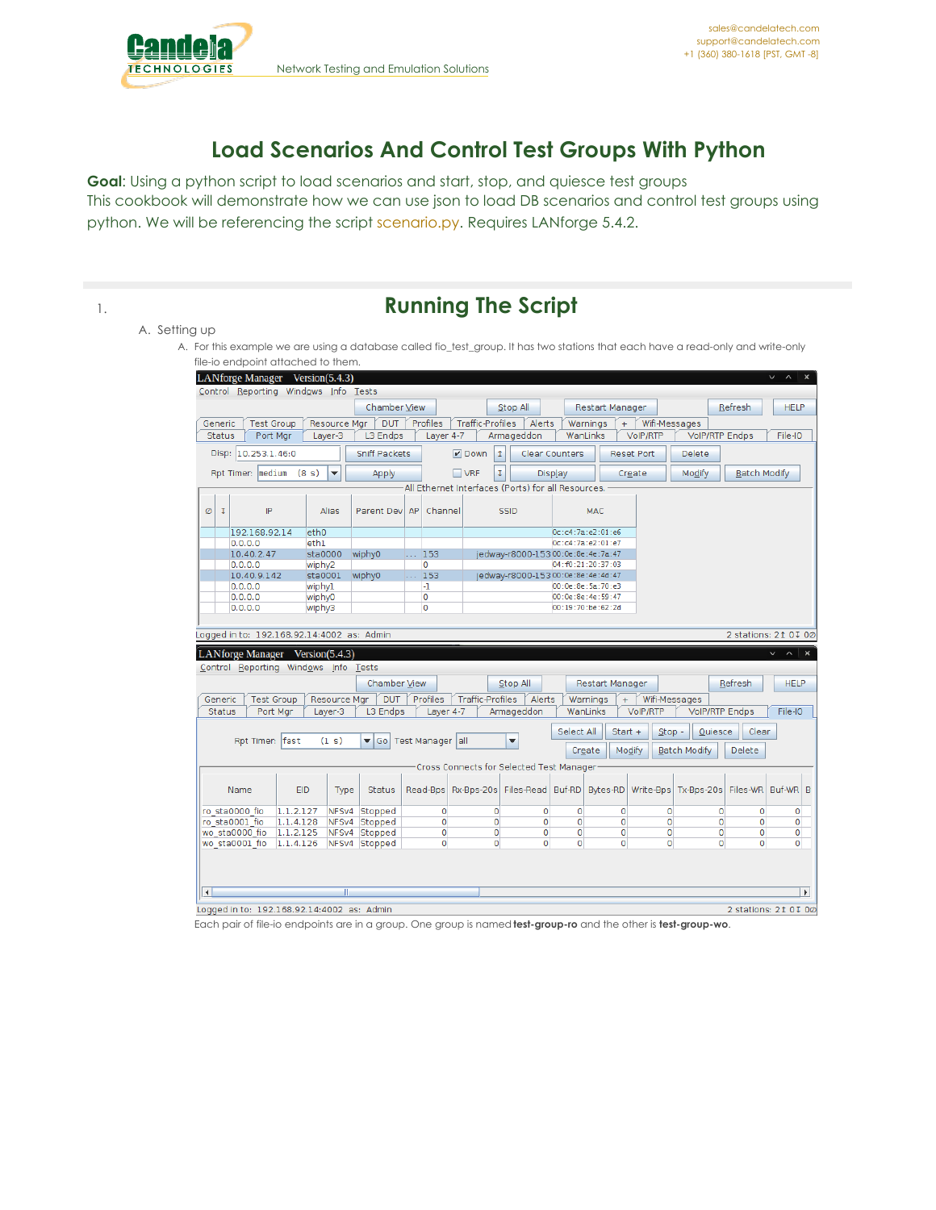# Load Scenarios And Control Test Groups With Python

**Goal**: Using a python script to load scenarios and start, stop, and quiesce test groups
This cookbook will demonstrate how we can use json to load DB scenarios and control test groups using python. We will be referencing the script scenario.py. Requires LANforge 5.4.2.

## 1. Running The Script

A. Setting up

A. For this example we are using a database called fio_test_group. It has two stations that each have a read-only and write-only file-io endpoint attached to them.

Each pair of file-io endpoints are in a group. One group is named **test-group-ro** and the other is **test-group-wo**.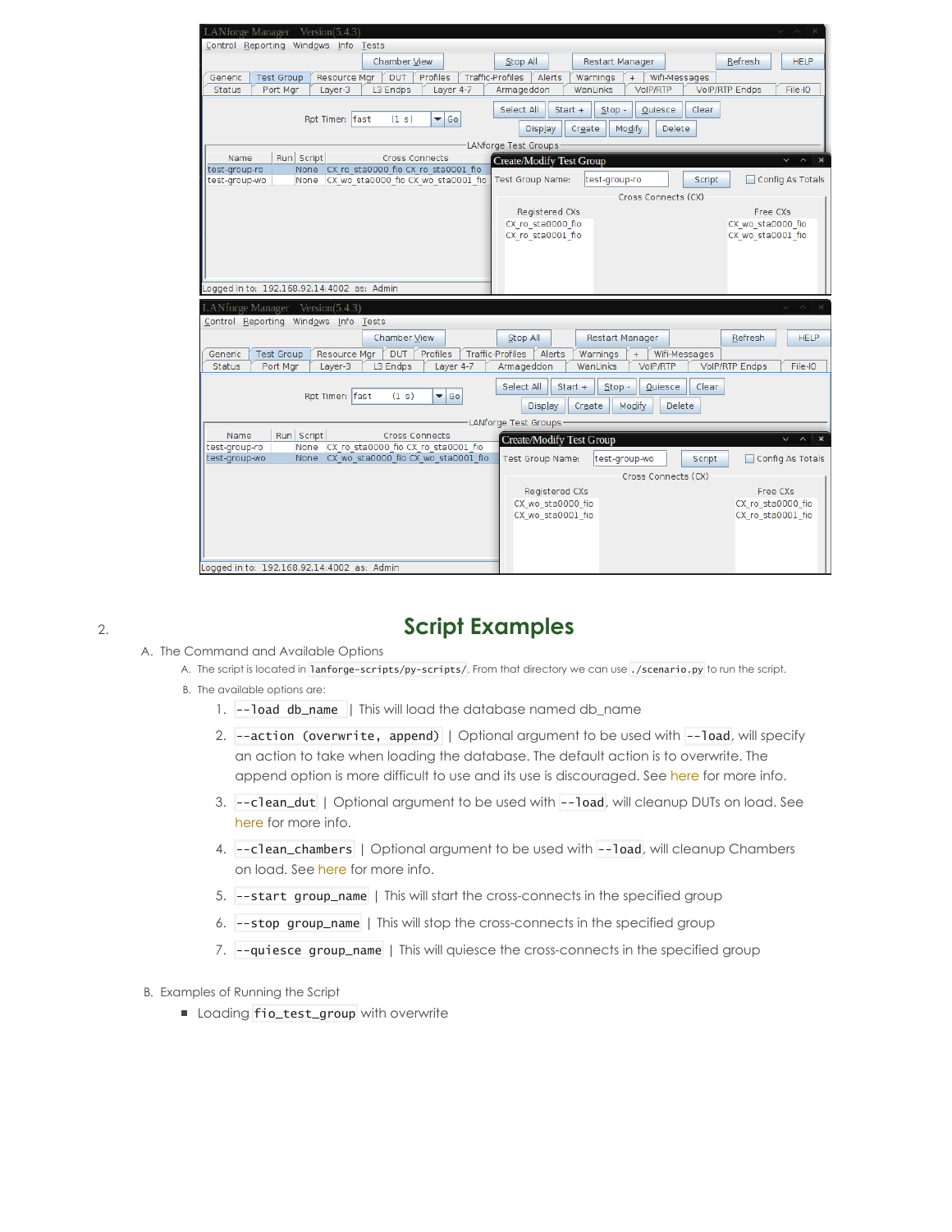2. 

## Script Examples

A. The Command and Available Options

A. The script is located in `lanforge-scripts/py-scripts/`. From that directory we can use `./scenario.py` to run the script.

B. The available options are:

1. `--load db_name` | This will load the database named db_name
2. `--action (overwrite, append)` | Optional argument to be used with `--load`, will specify an action to take when loading the database. The default action is to overwrite. The append option is more difficult to use and its use is discouraged. See here for more info.
3. `--clean_dut` | Optional argument to be used with `--load`, will cleanup DUTs on load. See here for more info.
4. `--clean_chambers` | Optional argument to be used with `--load`, will cleanup Chambers on load. See here for more info.
5. `--start group_name` | This will start the cross-connects in the specified group
6. `--stop group_name` | This will stop the cross-connects in the specified group
7. `--quiesce group_name` | This will quiesce the cross-connects in the specified group

B. Examples of Running the Script

- Loading `fio_test_group` with overwrite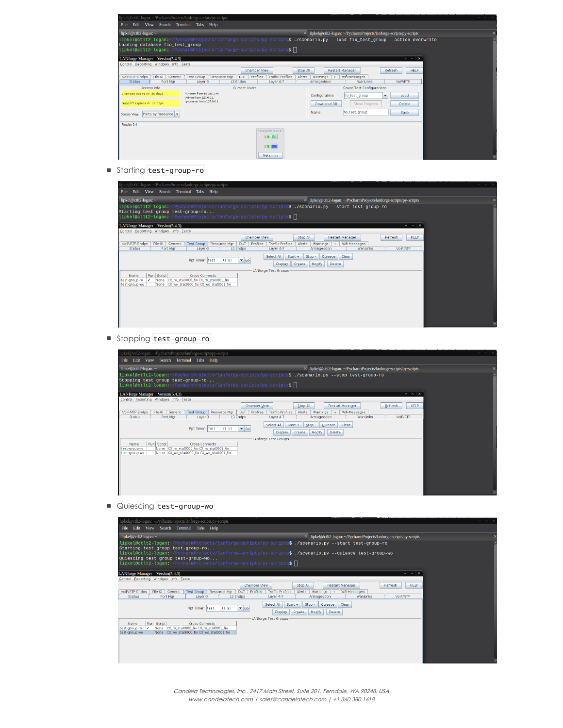- Starting `test-group-ro`

- Stopping `test-group-ro`

- Quiescing `test-group-wo`